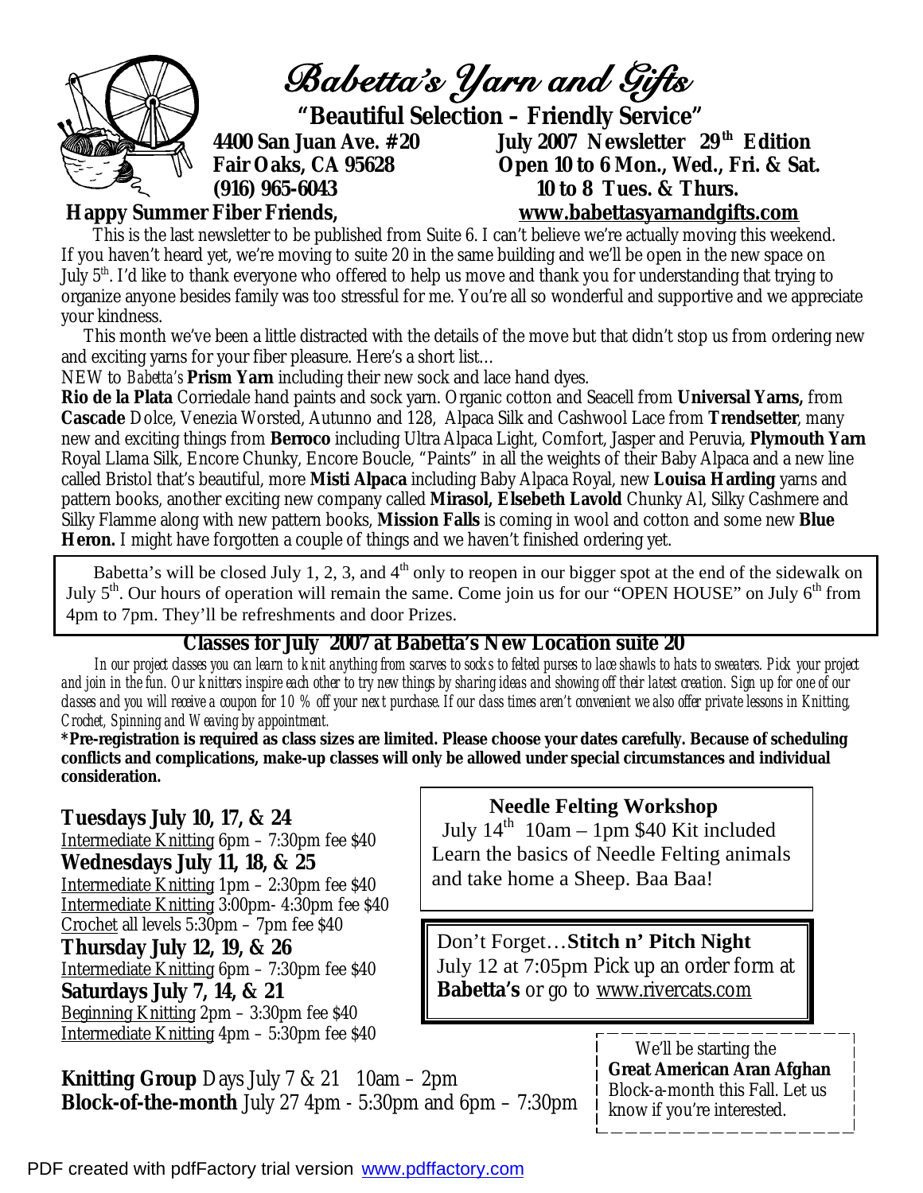# Babetta's Yarn and Gifts

**"Beautiful Selection – Friendly Service"**

**4400 San Juan Ave. #20**
**Fair Oaks, CA 95628**
**(916) 965-6043**

**July 2007 Newsletter 29th Edition**
**Open 10 to 6 Mon., Wed., Fri. & Sat.**
**10 to 8 Tues. & Thurs.**
**www.babettasyarnandgifts.com**

**Happy Summer Fiber Friends,**

This is the last newsletter to be published from Suite 6. I can't believe we're actually moving this weekend. If you haven't heard yet, we're moving to suite 20 in the same building and we'll be open in the new space on July 5th. I'd like to thank everyone who offered to help us move and thank you for understanding that trying to organize anyone besides family was too stressful for me. You're all so wonderful and supportive and we appreciate your kindness.

This month we've been a little distracted with the details of the move but that didn't stop us from ordering new and exciting yarns for your fiber pleasure. Here's a short list…

NEW to *Babetta's* **Prism Yarn** including their new sock and lace hand dyes.

**Rio de la Plata** Corriedale hand paints and sock yarn. Organic cotton and Seacell from **Universal Yarns,** from **Cascade** Dolce, Venezia Worsted, Autunno and 128, Alpaca Silk and Cashwool Lace from **Trendsetter**, many new and exciting things from **Berroco** including Ultra Alpaca Light, Comfort, Jasper and Peruvia, **Plymouth Yarn** Royal Llama Silk, Encore Chunky, Encore Boucle, "Paints" in all the weights of their Baby Alpaca and a new line called Bristol that's beautiful, more **Misti Alpaca** including Baby Alpaca Royal, new **Louisa Harding** yarns and pattern books, another exciting new company called **Mirasol, Elsebeth Lavold** Chunky Al, Silky Cashmere and Silky Flamme along with new pattern books, **Mission Falls** is coming in wool and cotton and some new **Blue Heron.** I might have forgotten a couple of things and we haven't finished ordering yet.

---

Babetta's will be closed July 1, 2, 3, and 4th only to reopen in our bigger spot at the end of the sidewalk on July 5th. Our hours of operation will remain the same. Come join us for our "OPEN HOUSE" on July 6th from 4pm to 7pm. They'll be refreshments and door Prizes.

---

## Classes for July 2007 at Babetta's New Location suite 20

*In our project classes you can learn to knit anything from scarves to socks to felted purses to lace shawls to hats to sweaters. Pick your project and join in the fun. Our knitters inspire each other to try new things by sharing ideas and showing off their latest creation. Sign up for one of our classes and you will receive a coupon for 10 % off your next purchase. If our class times aren't convenient we also offer private lessons in Knitting, Crochet, Spinning and Weaving by appointment.*

**\*Pre-registration is required as class sizes are limited. Please choose your dates carefully. Because of scheduling conflicts and complications, make-up classes will only be allowed under special circumstances and individual consideration.**

**Tuesdays July 10, 17, & 24**
Intermediate Knitting 6pm – 7:30pm fee $40

**Wednesdays July 11, 18, & 25**
Intermediate Knitting 1pm – 2:30pm fee $40
Intermediate Knitting 3:00pm- 4:30pm fee $40
Crochet all levels 5:30pm – 7pm fee $40

**Thursday July 12, 19, & 26**
Intermediate Knitting 6pm – 7:30pm fee $40

**Saturdays July 7, 14, & 21**
Beginning Knitting 2pm – 3:30pm fee $40
Intermediate Knitting 4pm – 5:30pm fee $40

**Knitting Group** Days July 7 & 21 10am – 2pm
**Block-of-the-month** July 27 4pm - 5:30pm and 6pm – 7:30pm

---

**Needle Felting Workshop**
July 14th 10am – 1pm $40 Kit included
Learn the basics of Needle Felting animals and take home a Sheep. Baa Baa!

---

Don't Forget…**Stitch n' Pitch Night**
July 12 at 7:05pm Pick up an order form at **Babetta's** or go to www.rivercats.com

---

We'll be starting the **Great American Aran Afghan** Block-a-month this Fall. Let us know if you're interested.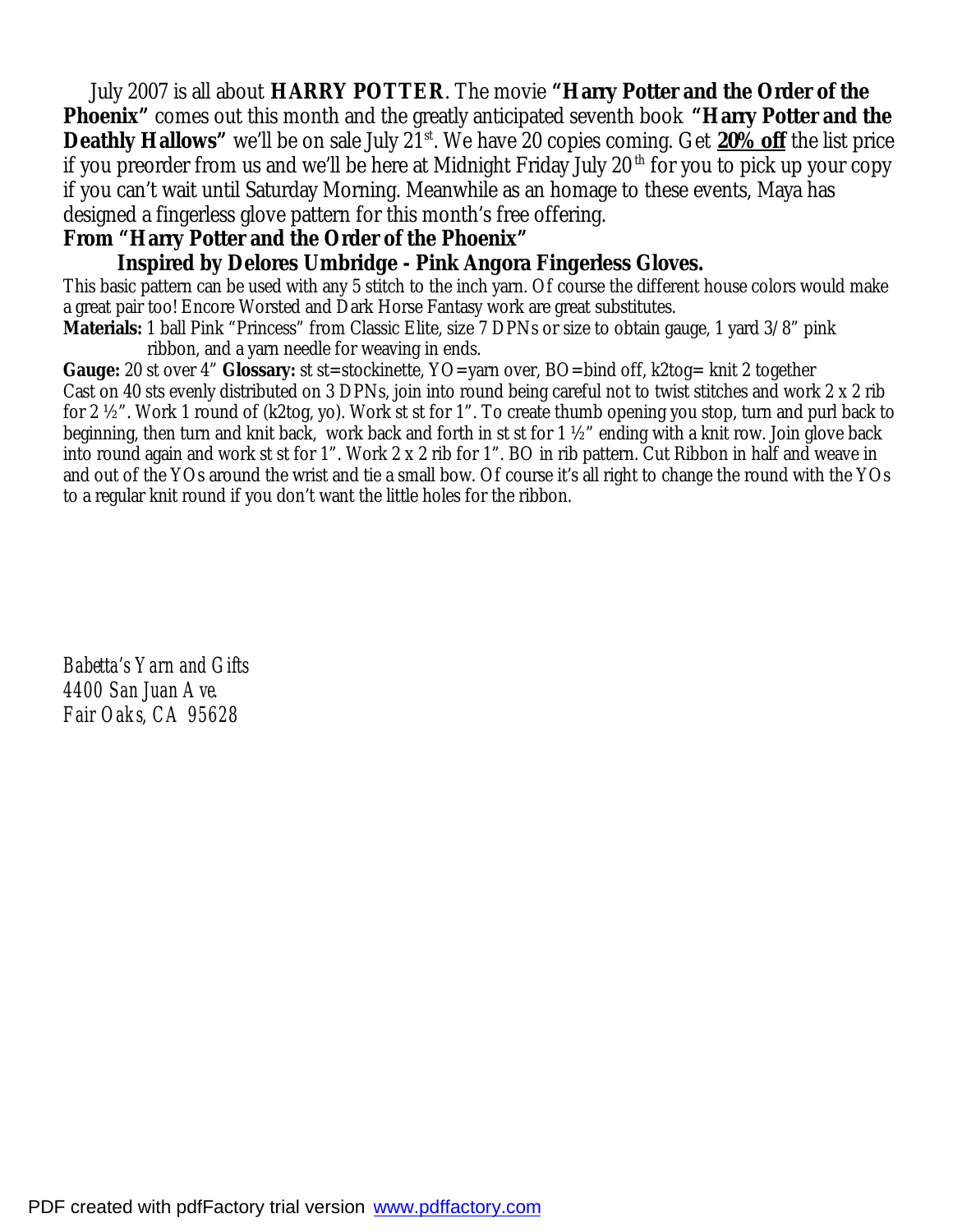July 2007 is all about **HARRY POTTER**. The movie **"Harry Potter and the Order of the Phoenix"** comes out this month and the greatly anticipated seventh book **"Harry Potter and the Deathly Hallows"** we'll be on sale July 21st. We have 20 copies coming. Get **20% off** the list price if you preorder from us and we'll be here at Midnight Friday July 20th for you to pick up your copy if you can't wait until Saturday Morning. Meanwhile as an homage to these events, Maya has designed a fingerless glove pattern for this month's free offering.

**From "Harry Potter and the Order of the Phoenix"**

**Inspired by Delores Umbridge - Pink Angora Fingerless Gloves.**

This basic pattern can be used with any 5 stitch to the inch yarn. Of course the different house colors would make a great pair too! Encore Worsted and Dark Horse Fantasy work are great substitutes.

**Materials:** 1 ball Pink "Princess" from Classic Elite, size 7 DPNs or size to obtain gauge, 1 yard 3/8" pink ribbon, and a yarn needle for weaving in ends.

**Gauge:** 20 st over 4" **Glossary:** st st=stockinette, YO=yarn over, BO=bind off, k2tog= knit 2 together

Cast on 40 sts evenly distributed on 3 DPNs, join into round being careful not to twist stitches and work 2 x 2 rib for 2 ½". Work 1 round of (k2tog, yo). Work st st for 1". To create thumb opening you stop, turn and purl back to beginning, then turn and knit back, work back and forth in st st for 1 ½" ending with a knit row. Join glove back into round again and work st st for 1". Work 2 x 2 rib for 1". BO in rib pattern. Cut Ribbon in half and weave in and out of the YOs around the wrist and tie a small bow. Of course it's all right to change the round with the YOs to a regular knit round if you don't want the little holes for the ribbon.

*Babetta's Yarn and Gifts*
*4400 San Juan Ave.*
*Fair Oaks, CA 95628*